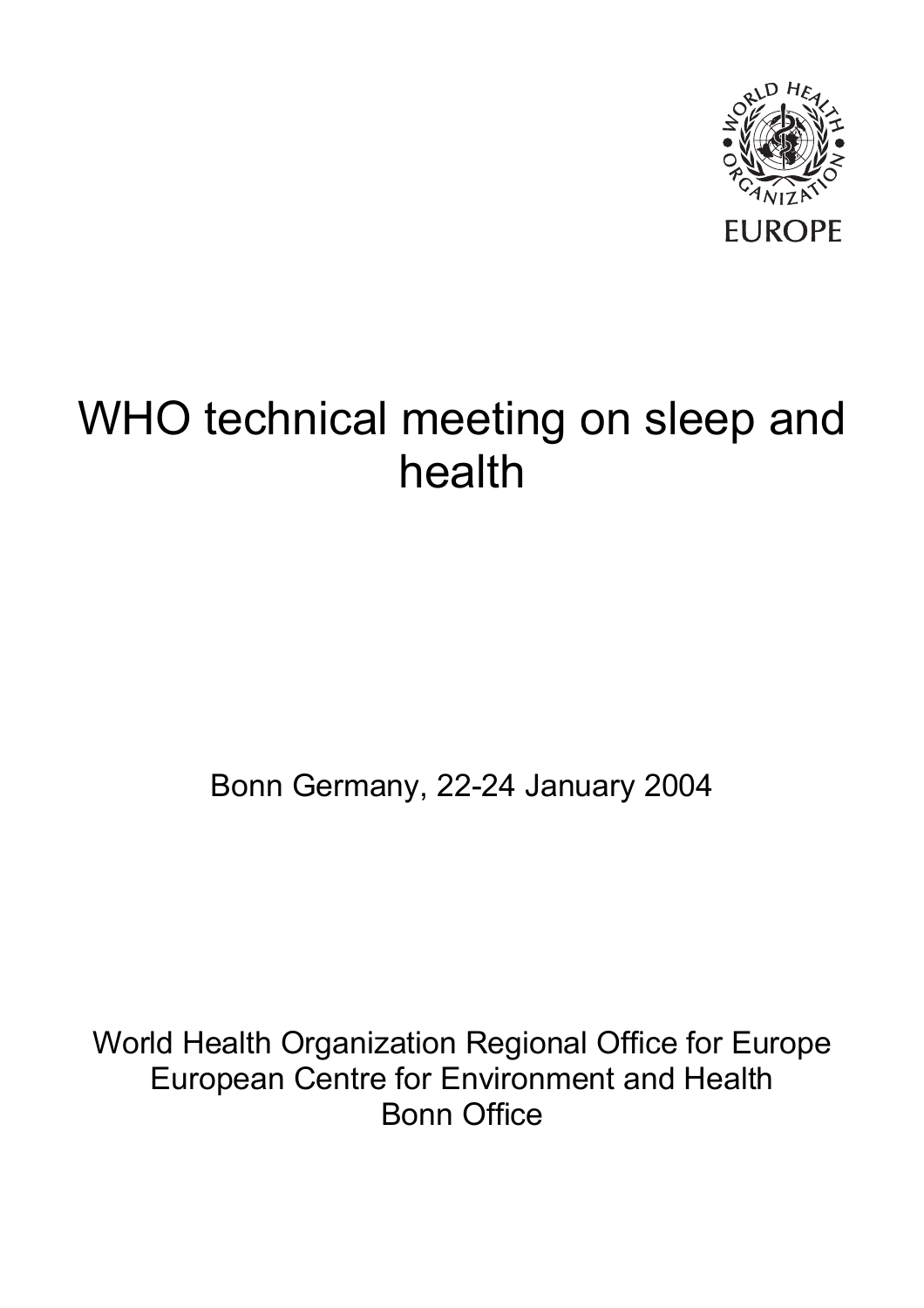WORLD HEALTH ORGANIZATION

EUROPE

# WHO technical meeting on sleep and health

Bonn Germany, 22-24 January 2004

World Health Organization Regional Office for Europe
European Centre for Environment and Health
Bonn Office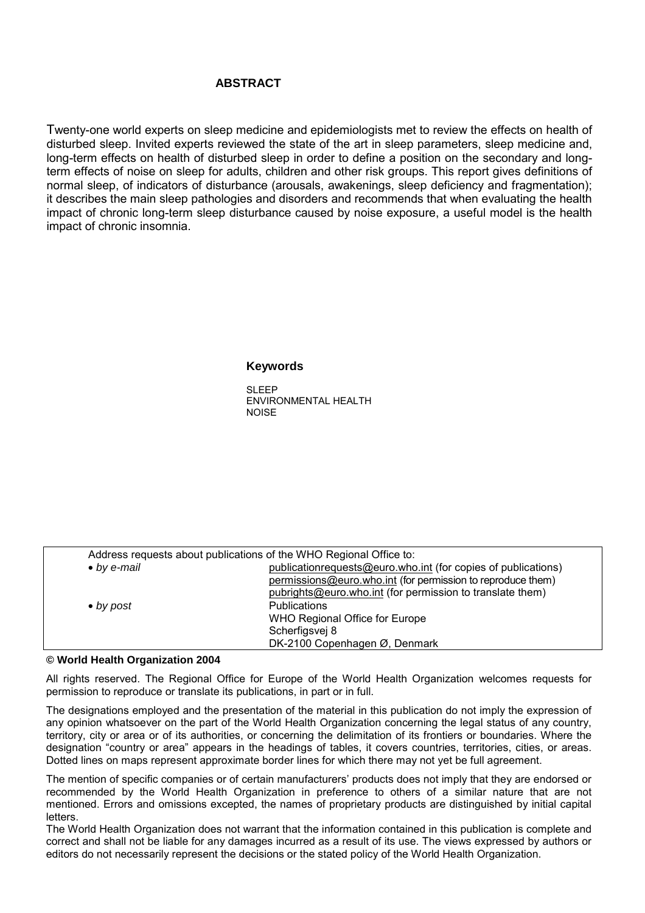## ABSTRACT

Twenty-one world experts on sleep medicine and epidemiologists met to review the effects on health of disturbed sleep. Invited experts reviewed the state of the art in sleep parameters, sleep medicine and, long-term effects on health of disturbed sleep in order to define a position on the secondary and long-term effects of noise on sleep for adults, children and other risk groups. This report gives definitions of normal sleep, of indicators of disturbance (arousals, awakenings, sleep deficiency and fragmentation); it describes the main sleep pathologies and disorders and recommends that when evaluating the health impact of chronic long-term sleep disturbance caused by noise exposure, a useful model is the health impact of chronic insomnia.

### Keywords

SLEEP
ENVIRONMENTAL HEALTH
NOISE

| Address requests about publications of the WHO Regional Office to: | |
|---|---|
| • *by e-mail* | publicationrequests@euro.who.int (for copies of publications) |
| | permissions@euro.who.int (for permission to reproduce them) |
| | pubrights@euro.who.int (for permission to translate them) |
| • *by post* | Publications |
| | WHO Regional Office for Europe |
| | Scherfigsvej 8 |
| | DK-2100 Copenhagen Ø, Denmark |

**© World Health Organization 2004**

All rights reserved. The Regional Office for Europe of the World Health Organization welcomes requests for permission to reproduce or translate its publications, in part or in full.

The designations employed and the presentation of the material in this publication do not imply the expression of any opinion whatsoever on the part of the World Health Organization concerning the legal status of any country, territory, city or area or of its authorities, or concerning the delimitation of its frontiers or boundaries. Where the designation "country or area" appears in the headings of tables, it covers countries, territories, cities, or areas. Dotted lines on maps represent approximate border lines for which there may not yet be full agreement.

The mention of specific companies or of certain manufacturers' products does not imply that they are endorsed or recommended by the World Health Organization in preference to others of a similar nature that are not mentioned. Errors and omissions excepted, the names of proprietary products are distinguished by initial capital letters.

The World Health Organization does not warrant that the information contained in this publication is complete and correct and shall not be liable for any damages incurred as a result of its use. The views expressed by authors or editors do not necessarily represent the decisions or the stated policy of the World Health Organization.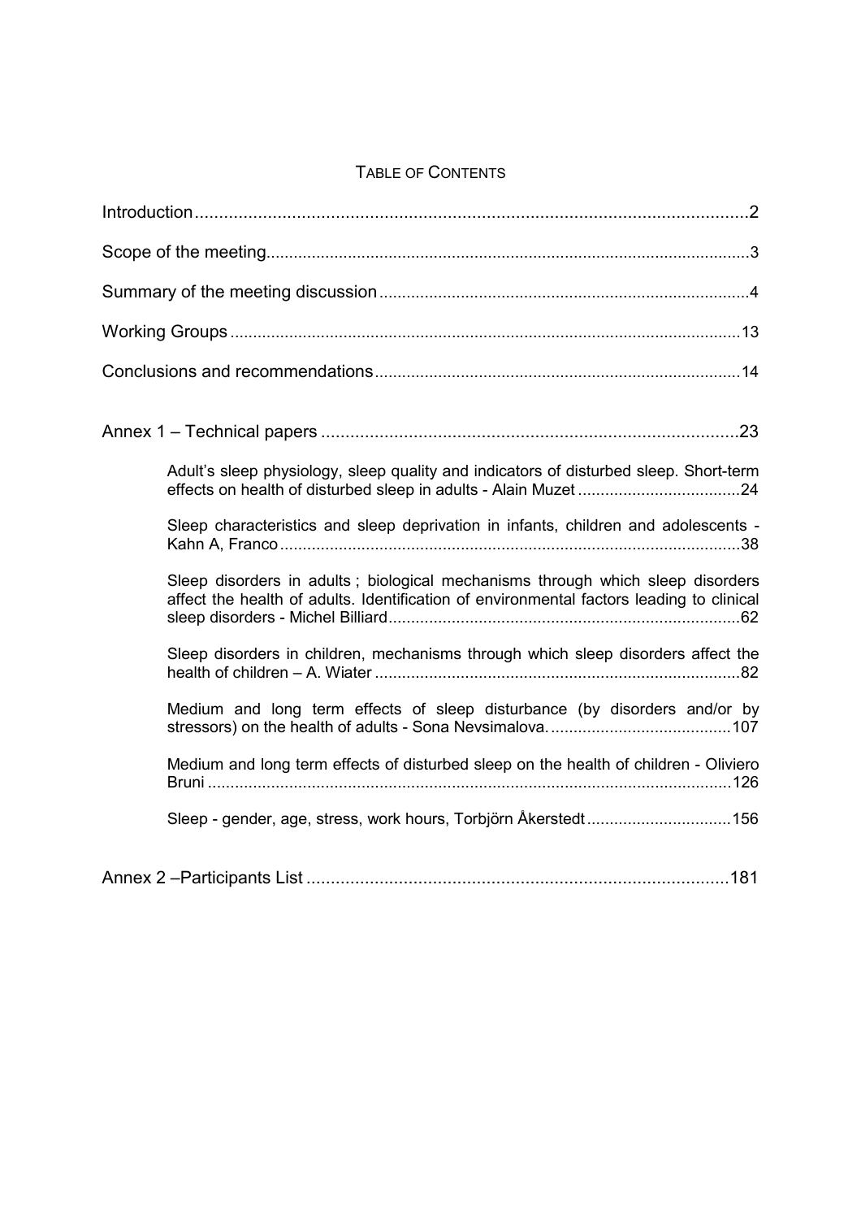# TABLE OF CONTENTS

Introduction ..... 2

Scope of the meeting ..... 3

Summary of the meeting discussion ..... 4

Working Groups ..... 13

Conclusions and recommendations ..... 14

Annex 1 – Technical papers ..... 23

- Adult's sleep physiology, sleep quality and indicators of disturbed sleep. Short-term effects on health of disturbed sleep in adults - Alain Muzet ..... 24
- Sleep characteristics and sleep deprivation in infants, children and adolescents - Kahn A, Franco ..... 38
- Sleep disorders in adults ; biological mechanisms through which sleep disorders affect the health of adults. Identification of environmental factors leading to clinical sleep disorders - Michel Billiard ..... 62
- Sleep disorders in children, mechanisms through which sleep disorders affect the health of children – A. Wiater ..... 82
- Medium and long term effects of sleep disturbance (by disorders and/or by stressors) on the health of adults - Sona Nevsimalova. ..... 107
- Medium and long term effects of disturbed sleep on the health of children - Oliviero Bruni ..... 126
- Sleep - gender, age, stress, work hours, Torbjörn Åkerstedt ..... 156

Annex 2 –Participants List ..... 181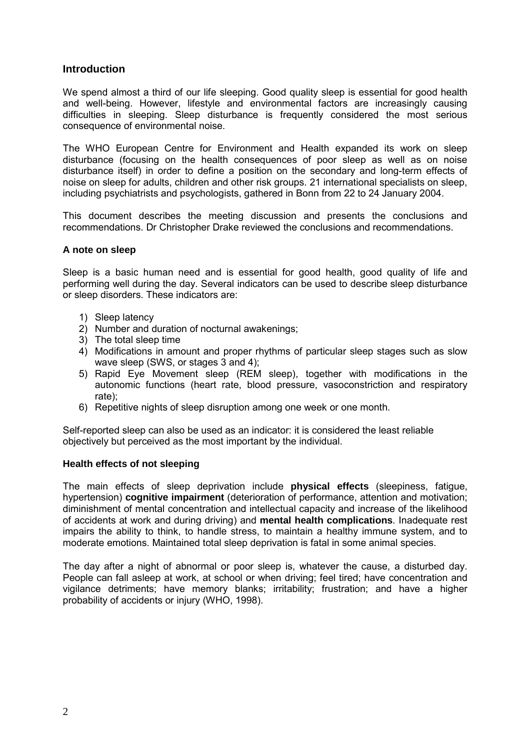## Introduction

We spend almost a third of our life sleeping. Good quality sleep is essential for good health and well-being. However, lifestyle and environmental factors are increasingly causing difficulties in sleeping. Sleep disturbance is frequently considered the most serious consequence of environmental noise.

The WHO European Centre for Environment and Health expanded its work on sleep disturbance (focusing on the health consequences of poor sleep as well as on noise disturbance itself) in order to define a position on the secondary and long-term effects of noise on sleep for adults, children and other risk groups. 21 international specialists on sleep, including psychiatrists and psychologists, gathered in Bonn from 22 to 24 January 2004.

This document describes the meeting discussion and presents the conclusions and recommendations. Dr Christopher Drake reviewed the conclusions and recommendations.

### A note on sleep

Sleep is a basic human need and is essential for good health, good quality of life and performing well during the day. Several indicators can be used to describe sleep disturbance or sleep disorders. These indicators are:

1) Sleep latency
2) Number and duration of nocturnal awakenings;
3) The total sleep time
4) Modifications in amount and proper rhythms of particular sleep stages such as slow wave sleep (SWS, or stages 3 and 4);
5) Rapid Eye Movement sleep (REM sleep), together with modifications in the autonomic functions (heart rate, blood pressure, vasoconstriction and respiratory rate);
6) Repetitive nights of sleep disruption among one week or one month.

Self-reported sleep can also be used as an indicator: it is considered the least reliable objectively but perceived as the most important by the individual.

### Health effects of not sleeping

The main effects of sleep deprivation include **physical effects** (sleepiness, fatigue, hypertension) **cognitive impairment** (deterioration of performance, attention and motivation; diminishment of mental concentration and intellectual capacity and increase of the likelihood of accidents at work and during driving) and **mental health complications**. Inadequate rest impairs the ability to think, to handle stress, to maintain a healthy immune system, and to moderate emotions. Maintained total sleep deprivation is fatal in some animal species.

The day after a night of abnormal or poor sleep is, whatever the cause, a disturbed day. People can fall asleep at work, at school or when driving; feel tired; have concentration and vigilance detriments; have memory blanks; irritability; frustration; and have a higher probability of accidents or injury (WHO, 1998).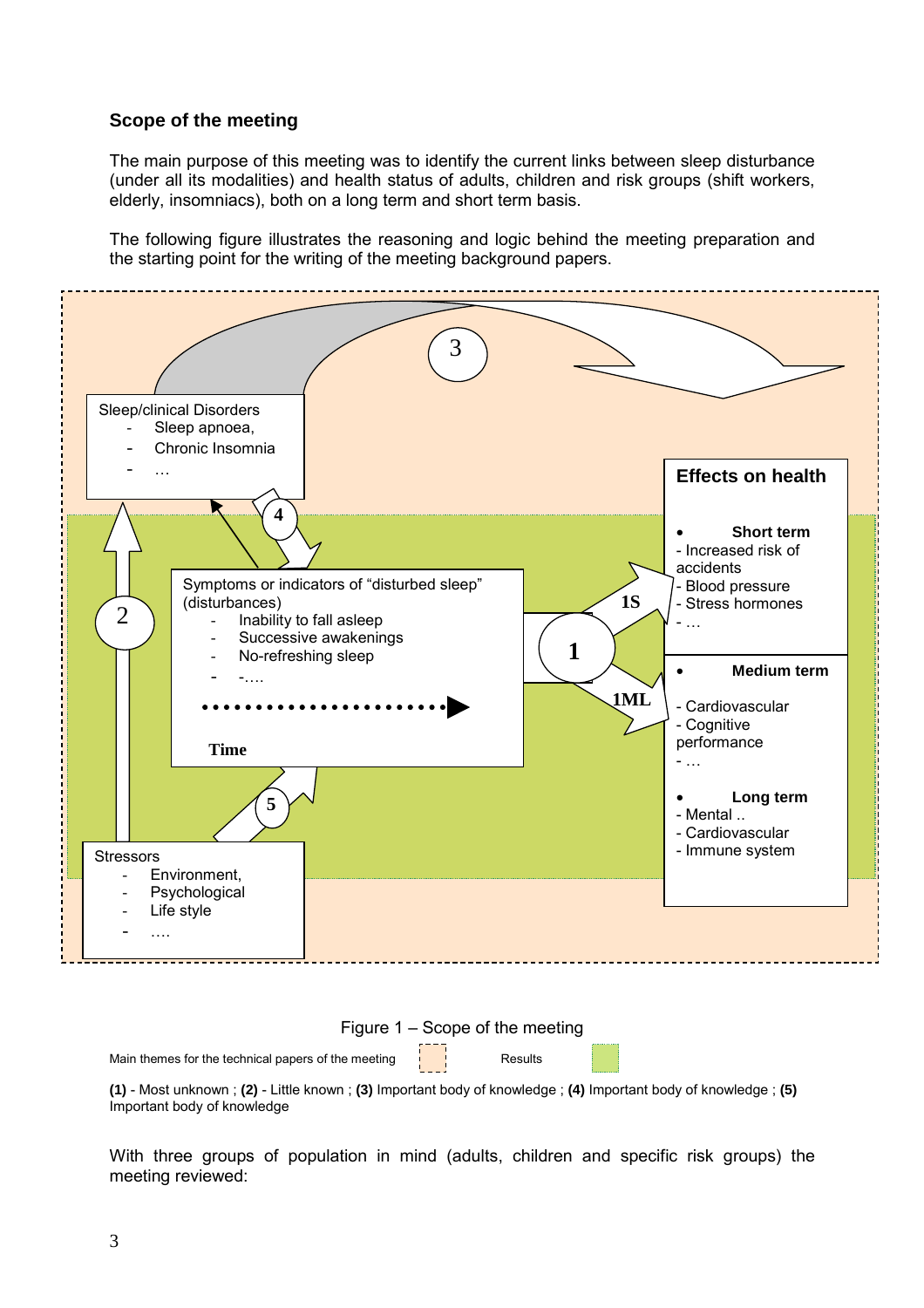### Scope of the meeting

The main purpose of this meeting was to identify the current links between sleep disturbance (under all its modalities) and health status of adults, children and risk groups (shift workers, elderly, insomniacs), both on a long term and short term basis.

The following figure illustrates the reasoning and logic behind the meeting preparation and the starting point for the writing of the meeting background papers.

Sleep/clinical Disorders
- Sleep apnoea,
- Chronic Insomnia
- …

Symptoms or indicators of "disturbed sleep" (disturbances)
- Inability to fall asleep
- Successive awakenings
- No-refreshing sleep
- -….

Time

Stressors
- Environment,
- Psychological
- Life style
- ….

**Effects on health**

- **Short term**
  - Increased risk of accidents
  - Blood pressure
  - Stress hormones
  - …
- **Medium term**
  - Cardiovascular
  - Cognitive performance
  - …
- **Long term**
  - Mental ..
  - Cardiovascular
  - Immune system

1 1S 1ML 2 3 4 5

Figure 1 – Scope of the meeting

Main themes for the technical papers of the meeting    Results

**(1)** - Most unknown ; **(2)** - Little known ; **(3)** Important body of knowledge ; **(4)** Important body of knowledge ; **(5)** Important body of knowledge

With three groups of population in mind (adults, children and specific risk groups) the meeting reviewed: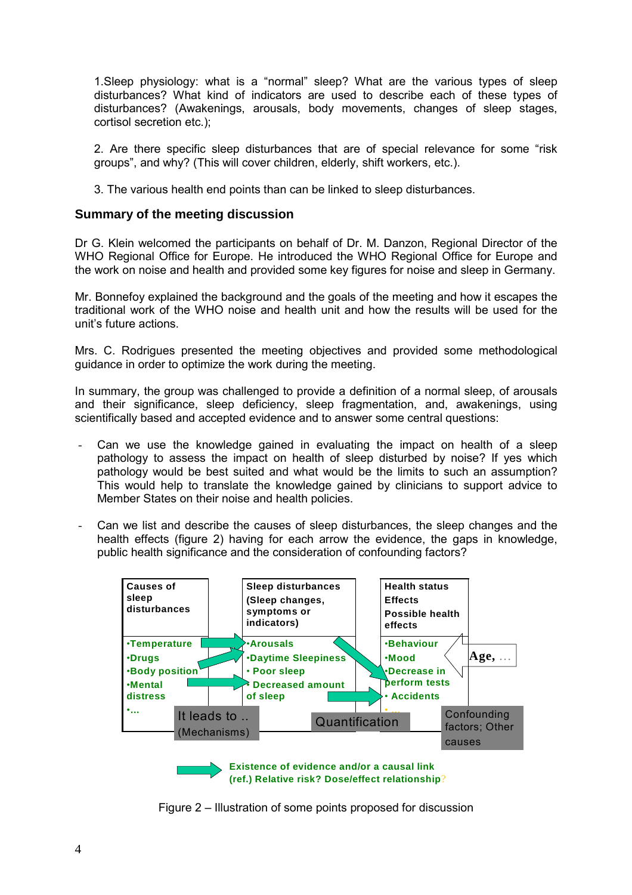1.Sleep physiology: what is a "normal" sleep? What are the various types of sleep disturbances? What kind of indicators are used to describe each of these types of disturbances? (Awakenings, arousals, body movements, changes of sleep stages, cortisol secretion etc.);

2. Are there specific sleep disturbances that are of special relevance for some "risk groups", and why? (This will cover children, elderly, shift workers, etc.).

3. The various health end points than can be linked to sleep disturbances.

## Summary of the meeting discussion

Dr G. Klein welcomed the participants on behalf of Dr. M. Danzon, Regional Director of the WHO Regional Office for Europe. He introduced the WHO Regional Office for Europe and the work on noise and health and provided some key figures for noise and sleep in Germany.

Mr. Bonnefoy explained the background and the goals of the meeting and how it escapes the traditional work of the WHO noise and health unit and how the results will be used for the unit's future actions.

Mrs. C. Rodrigues presented the meeting objectives and provided some methodological guidance in order to optimize the work during the meeting.

In summary, the group was challenged to provide a definition of a normal sleep, of arousals and their significance, sleep deficiency, sleep fragmentation, and, awakenings, using scientifically based and accepted evidence and to answer some central questions:

- Can we use the knowledge gained in evaluating the impact on health of a sleep pathology to assess the impact on health of sleep disturbed by noise? If yes which pathology would be best suited and what would be the limits to such an assumption? This would help to translate the knowledge gained by clinicians to support advice to Member States on their noise and health policies.

- Can we list and describe the causes of sleep disturbances, the sleep changes and the health effects (figure 2) having for each arrow the evidence, the gaps in knowledge, public health significance and the consideration of confounding factors?

| Causes of sleep disturbances | Sleep disturbances (Sleep changes, symptoms or indicators) | Health status Effects Possible health effects |
|---|---|---|
| •Temperature | •Arousals | •Behaviour |
| •Drugs | •Daytime Sleepiness | •Mood |
| •Body position | • Poor sleep | •Decrease in perform tests |
| •Mental distress | • Decreased amount of sleep | • Accidents |
| •... | | • ... |

It leads to .. (Mechanisms) — Quantification — Age, … — Confounding factors; Other causes

Existence of evidence and/or a causal link (ref.) Relative risk? Dose/effect relationship?

Figure 2 – Illustration of some points proposed for discussion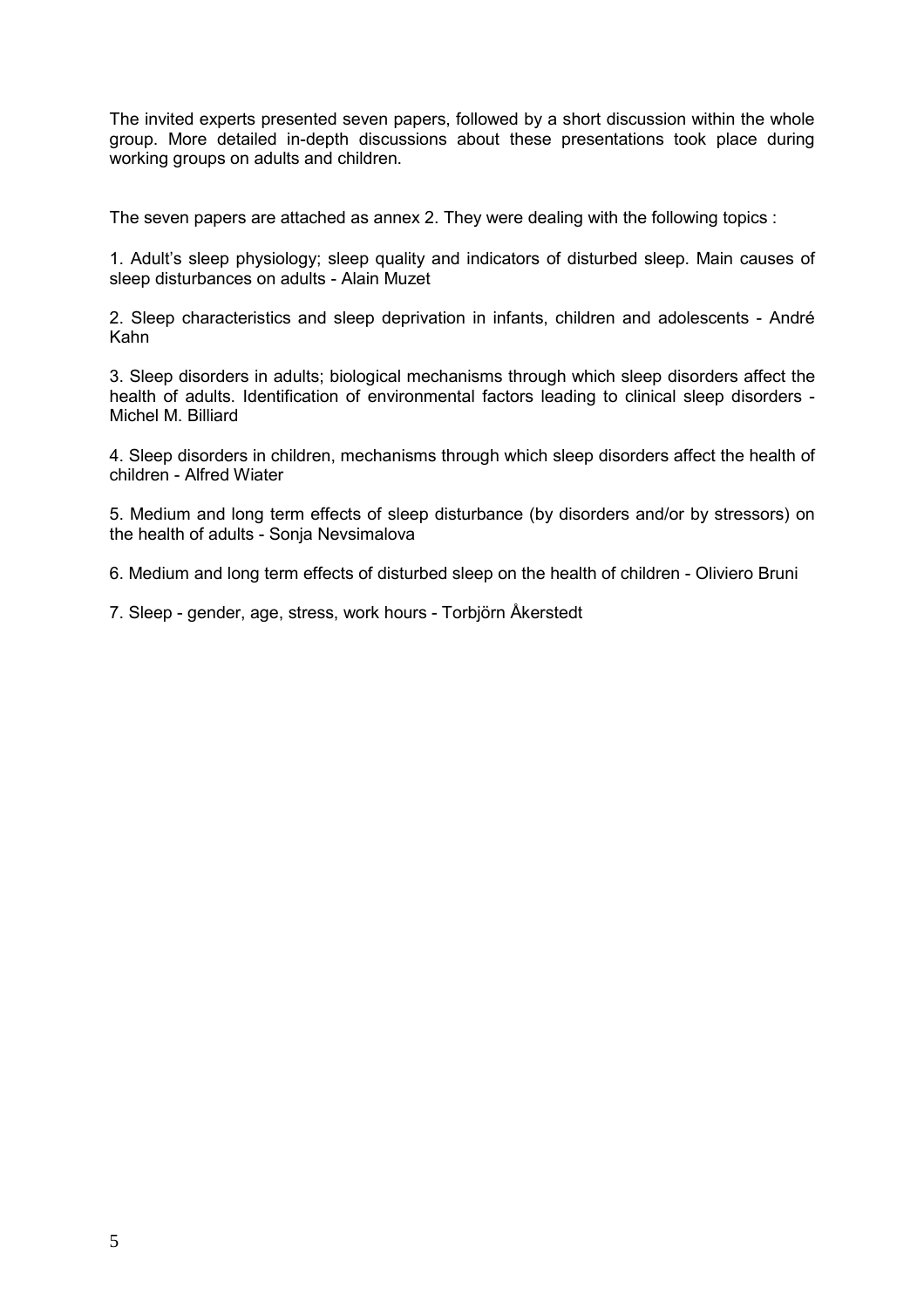The invited experts presented seven papers, followed by a short discussion within the whole group. More detailed in-depth discussions about these presentations took place during working groups on adults and children.

The seven papers are attached as annex 2. They were dealing with the following topics :

1. Adult's sleep physiology; sleep quality and indicators of disturbed sleep. Main causes of sleep disturbances on adults - Alain Muzet

2. Sleep characteristics and sleep deprivation in infants, children and adolescents - André Kahn

3. Sleep disorders in adults; biological mechanisms through which sleep disorders affect the health of adults. Identification of environmental factors leading to clinical sleep disorders - Michel M. Billiard

4. Sleep disorders in children, mechanisms through which sleep disorders affect the health of children - Alfred Wiater

5. Medium and long term effects of sleep disturbance (by disorders and/or by stressors) on the health of adults - Sonja Nevsimalova

6. Medium and long term effects of disturbed sleep on the health of children - Oliviero Bruni

7. Sleep - gender, age, stress, work hours - Torbjörn Åkerstedt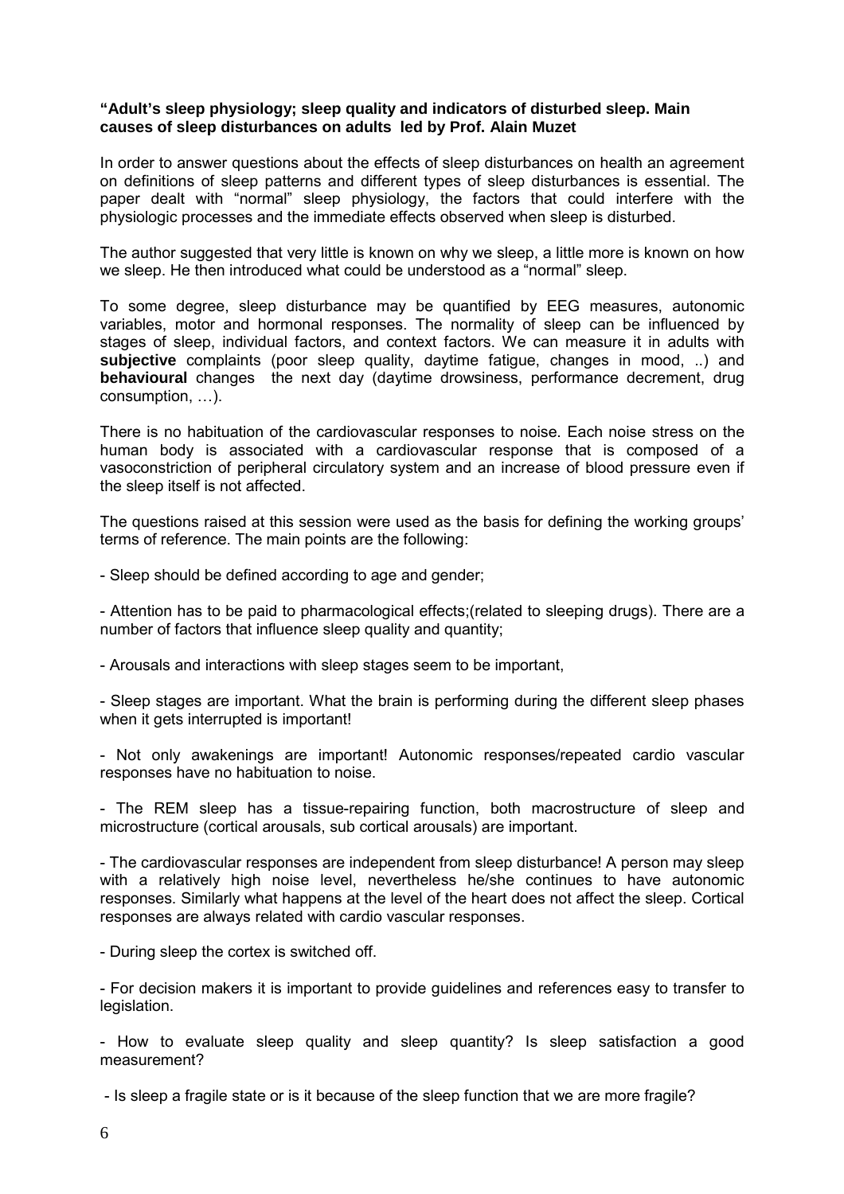**“Adult’s sleep physiology; sleep quality and indicators of disturbed sleep. Main causes of sleep disturbances on adults led by Prof. Alain Muzet**

In order to answer questions about the effects of sleep disturbances on health an agreement on definitions of sleep patterns and different types of sleep disturbances is essential. The paper dealt with “normal” sleep physiology, the factors that could interfere with the physiologic processes and the immediate effects observed when sleep is disturbed.

The author suggested that very little is known on why we sleep, a little more is known on how we sleep. He then introduced what could be understood as a “normal” sleep.

To some degree, sleep disturbance may be quantified by EEG measures, autonomic variables, motor and hormonal responses. The normality of sleep can be influenced by stages of sleep, individual factors, and context factors. We can measure it in adults with **subjective** complaints (poor sleep quality, daytime fatigue, changes in mood, ..) and **behavioural** changes the next day (daytime drowsiness, performance decrement, drug consumption, …).

There is no habituation of the cardiovascular responses to noise. Each noise stress on the human body is associated with a cardiovascular response that is composed of a vasoconstriction of peripheral circulatory system and an increase of blood pressure even if the sleep itself is not affected.

The questions raised at this session were used as the basis for defining the working groups’ terms of reference. The main points are the following:

- Sleep should be defined according to age and gender;

- Attention has to be paid to pharmacological effects;(related to sleeping drugs). There are a number of factors that influence sleep quality and quantity;

- Arousals and interactions with sleep stages seem to be important,

- Sleep stages are important. What the brain is performing during the different sleep phases when it gets interrupted is important!

- Not only awakenings are important! Autonomic responses/repeated cardio vascular responses have no habituation to noise.

- The REM sleep has a tissue-repairing function, both macrostructure of sleep and microstructure (cortical arousals, sub cortical arousals) are important.

- The cardiovascular responses are independent from sleep disturbance! A person may sleep with a relatively high noise level, nevertheless he/she continues to have autonomic responses. Similarly what happens at the level of the heart does not affect the sleep. Cortical responses are always related with cardio vascular responses.

- During sleep the cortex is switched off.

- For decision makers it is important to provide guidelines and references easy to transfer to legislation.

- How to evaluate sleep quality and sleep quantity? Is sleep satisfaction a good measurement?

- Is sleep a fragile state or is it because of the sleep function that we are more fragile?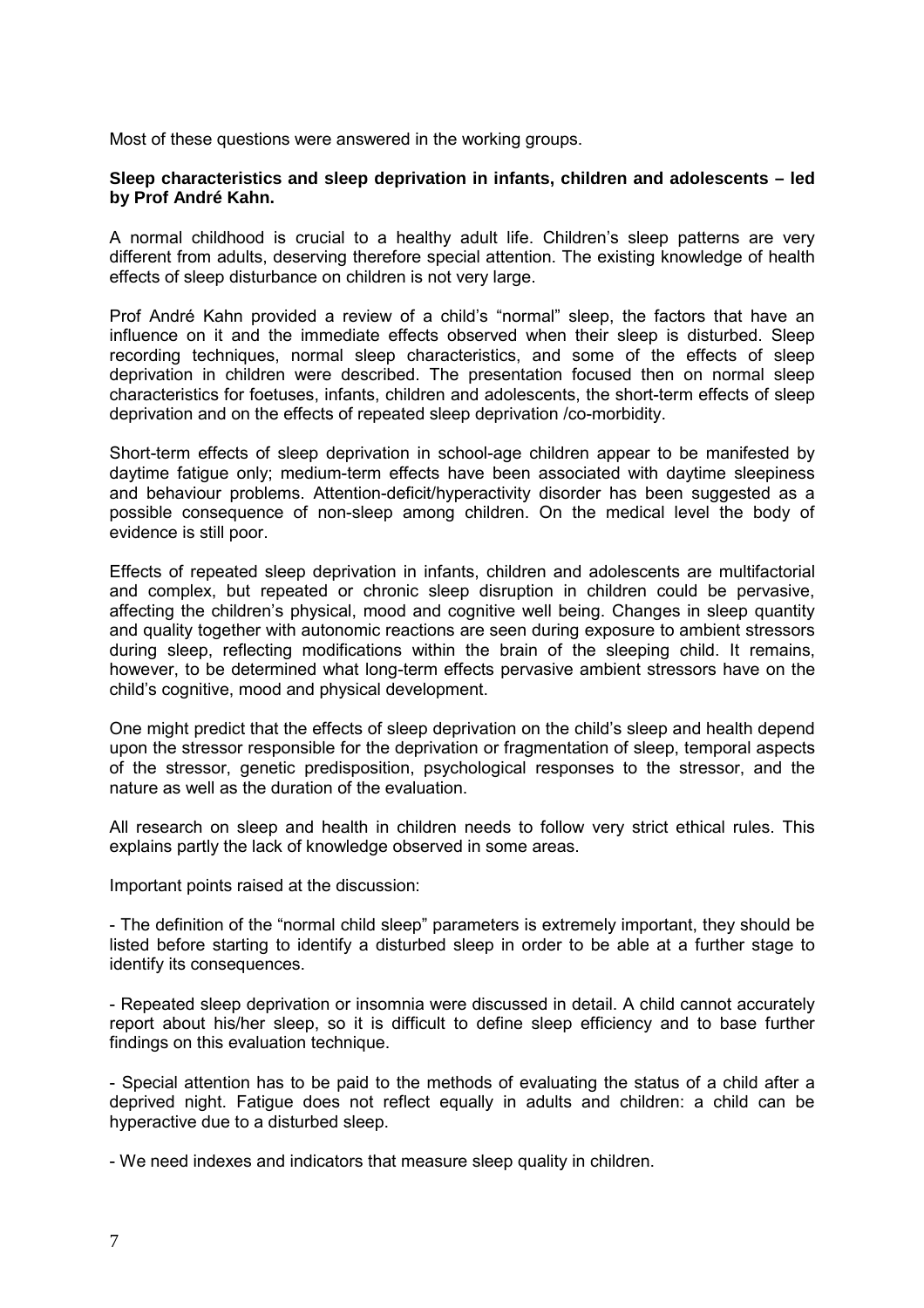Most of these questions were answered in the working groups.

**Sleep characteristics and sleep deprivation in infants, children and adolescents – led by Prof André Kahn.**

A normal childhood is crucial to a healthy adult life. Children's sleep patterns are very different from adults, deserving therefore special attention. The existing knowledge of health effects of sleep disturbance on children is not very large.

Prof André Kahn provided a review of a child's "normal" sleep, the factors that have an influence on it and the immediate effects observed when their sleep is disturbed. Sleep recording techniques, normal sleep characteristics, and some of the effects of sleep deprivation in children were described. The presentation focused then on normal sleep characteristics for foetuses, infants, children and adolescents, the short-term effects of sleep deprivation and on the effects of repeated sleep deprivation /co-morbidity.

Short-term effects of sleep deprivation in school-age children appear to be manifested by daytime fatigue only; medium-term effects have been associated with daytime sleepiness and behaviour problems. Attention-deficit/hyperactivity disorder has been suggested as a possible consequence of non-sleep among children. On the medical level the body of evidence is still poor.

Effects of repeated sleep deprivation in infants, children and adolescents are multifactorial and complex, but repeated or chronic sleep disruption in children could be pervasive, affecting the children's physical, mood and cognitive well being. Changes in sleep quantity and quality together with autonomic reactions are seen during exposure to ambient stressors during sleep, reflecting modifications within the brain of the sleeping child. It remains, however, to be determined what long-term effects pervasive ambient stressors have on the child's cognitive, mood and physical development.

One might predict that the effects of sleep deprivation on the child's sleep and health depend upon the stressor responsible for the deprivation or fragmentation of sleep, temporal aspects of the stressor, genetic predisposition, psychological responses to the stressor, and the nature as well as the duration of the evaluation.

All research on sleep and health in children needs to follow very strict ethical rules. This explains partly the lack of knowledge observed in some areas.

Important points raised at the discussion:

- The definition of the "normal child sleep" parameters is extremely important, they should be listed before starting to identify a disturbed sleep in order to be able at a further stage to identify its consequences.

- Repeated sleep deprivation or insomnia were discussed in detail. A child cannot accurately report about his/her sleep, so it is difficult to define sleep efficiency and to base further findings on this evaluation technique.

- Special attention has to be paid to the methods of evaluating the status of a child after a deprived night. Fatigue does not reflect equally in adults and children: a child can be hyperactive due to a disturbed sleep.

- We need indexes and indicators that measure sleep quality in children.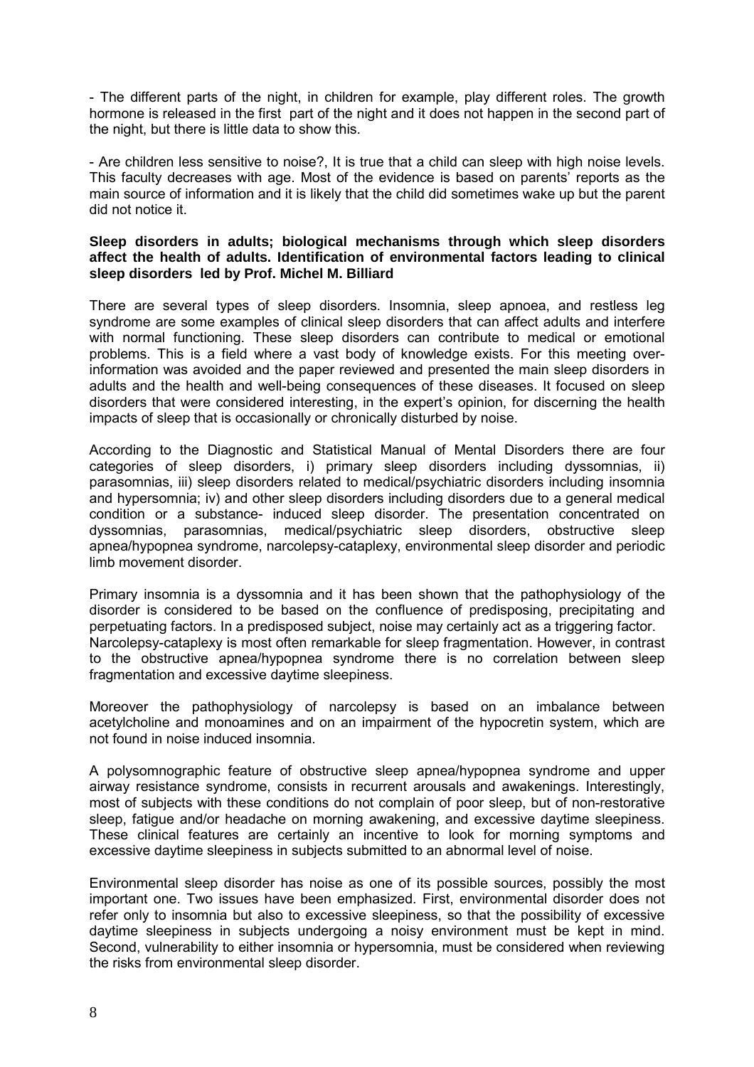- The different parts of the night, in children for example, play different roles. The growth hormone is released in the first part of the night and it does not happen in the second part of the night, but there is little data to show this.

- Are children less sensitive to noise?, It is true that a child can sleep with high noise levels. This faculty decreases with age. Most of the evidence is based on parents' reports as the main source of information and it is likely that the child did sometimes wake up but the parent did not notice it.

**Sleep disorders in adults; biological mechanisms through which sleep disorders affect the health of adults. Identification of environmental factors leading to clinical sleep disorders led by Prof. Michel M. Billiard**

There are several types of sleep disorders. Insomnia, sleep apnoea, and restless leg syndrome are some examples of clinical sleep disorders that can affect adults and interfere with normal functioning. These sleep disorders can contribute to medical or emotional problems. This is a field where a vast body of knowledge exists. For this meeting over-information was avoided and the paper reviewed and presented the main sleep disorders in adults and the health and well-being consequences of these diseases. It focused on sleep disorders that were considered interesting, in the expert's opinion, for discerning the health impacts of sleep that is occasionally or chronically disturbed by noise.

According to the Diagnostic and Statistical Manual of Mental Disorders there are four categories of sleep disorders, i) primary sleep disorders including dyssomnias, ii) parasomnias, iii) sleep disorders related to medical/psychiatric disorders including insomnia and hypersomnia; iv) and other sleep disorders including disorders due to a general medical condition or a substance- induced sleep disorder. The presentation concentrated on dyssomnias, parasomnias, medical/psychiatric sleep disorders, obstructive sleep apnea/hypopnea syndrome, narcolepsy-cataplexy, environmental sleep disorder and periodic limb movement disorder.

Primary insomnia is a dyssomnia and it has been shown that the pathophysiology of the disorder is considered to be based on the confluence of predisposing, precipitating and perpetuating factors. In a predisposed subject, noise may certainly act as a triggering factor.
Narcolepsy-cataplexy is most often remarkable for sleep fragmentation. However, in contrast to the obstructive apnea/hypopnea syndrome there is no correlation between sleep fragmentation and excessive daytime sleepiness.

Moreover the pathophysiology of narcolepsy is based on an imbalance between acetylcholine and monoamines and on an impairment of the hypocretin system, which are not found in noise induced insomnia.

A polysomnographic feature of obstructive sleep apnea/hypopnea syndrome and upper airway resistance syndrome, consists in recurrent arousals and awakenings. Interestingly, most of subjects with these conditions do not complain of poor sleep, but of non-restorative sleep, fatigue and/or headache on morning awakening, and excessive daytime sleepiness. These clinical features are certainly an incentive to look for morning symptoms and excessive daytime sleepiness in subjects submitted to an abnormal level of noise.

Environmental sleep disorder has noise as one of its possible sources, possibly the most important one. Two issues have been emphasized. First, environmental disorder does not refer only to insomnia but also to excessive sleepiness, so that the possibility of excessive daytime sleepiness in subjects undergoing a noisy environment must be kept in mind. Second, vulnerability to either insomnia or hypersomnia, must be considered when reviewing the risks from environmental sleep disorder.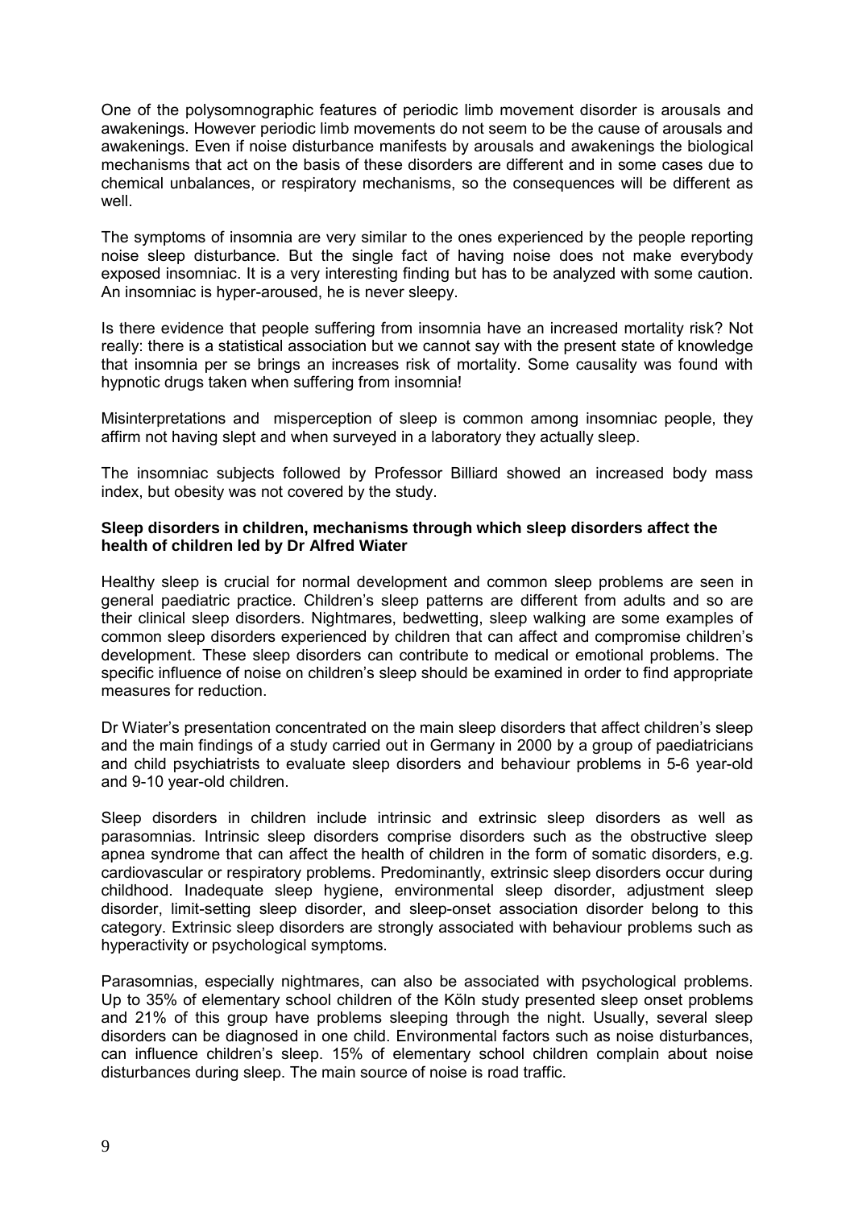One of the polysomnographic features of periodic limb movement disorder is arousals and awakenings. However periodic limb movements do not seem to be the cause of arousals and awakenings. Even if noise disturbance manifests by arousals and awakenings the biological mechanisms that act on the basis of these disorders are different and in some cases due to chemical unbalances, or respiratory mechanisms, so the consequences will be different as well.

The symptoms of insomnia are very similar to the ones experienced by the people reporting noise sleep disturbance. But the single fact of having noise does not make everybody exposed insomniac. It is a very interesting finding but has to be analyzed with some caution. An insomniac is hyper-aroused, he is never sleepy.

Is there evidence that people suffering from insomnia have an increased mortality risk? Not really: there is a statistical association but we cannot say with the present state of knowledge that insomnia per se brings an increases risk of mortality. Some causality was found with hypnotic drugs taken when suffering from insomnia!

Misinterpretations and misperception of sleep is common among insomniac people, they affirm not having slept and when surveyed in a laboratory they actually sleep.

The insomniac subjects followed by Professor Billiard showed an increased body mass index, but obesity was not covered by the study.

**Sleep disorders in children, mechanisms through which sleep disorders affect the health of children led by Dr Alfred Wiater**

Healthy sleep is crucial for normal development and common sleep problems are seen in general paediatric practice. Children's sleep patterns are different from adults and so are their clinical sleep disorders. Nightmares, bedwetting, sleep walking are some examples of common sleep disorders experienced by children that can affect and compromise children's development. These sleep disorders can contribute to medical or emotional problems. The specific influence of noise on children's sleep should be examined in order to find appropriate measures for reduction.

Dr Wiater's presentation concentrated on the main sleep disorders that affect children's sleep and the main findings of a study carried out in Germany in 2000 by a group of paediatricians and child psychiatrists to evaluate sleep disorders and behaviour problems in 5-6 year-old and 9-10 year-old children.

Sleep disorders in children include intrinsic and extrinsic sleep disorders as well as parasomnias. Intrinsic sleep disorders comprise disorders such as the obstructive sleep apnea syndrome that can affect the health of children in the form of somatic disorders, e.g. cardiovascular or respiratory problems. Predominantly, extrinsic sleep disorders occur during childhood. Inadequate sleep hygiene, environmental sleep disorder, adjustment sleep disorder, limit-setting sleep disorder, and sleep-onset association disorder belong to this category. Extrinsic sleep disorders are strongly associated with behaviour problems such as hyperactivity or psychological symptoms.

Parasomnias, especially nightmares, can also be associated with psychological problems. Up to 35% of elementary school children of the Köln study presented sleep onset problems and 21% of this group have problems sleeping through the night. Usually, several sleep disorders can be diagnosed in one child. Environmental factors such as noise disturbances, can influence children's sleep. 15% of elementary school children complain about noise disturbances during sleep. The main source of noise is road traffic.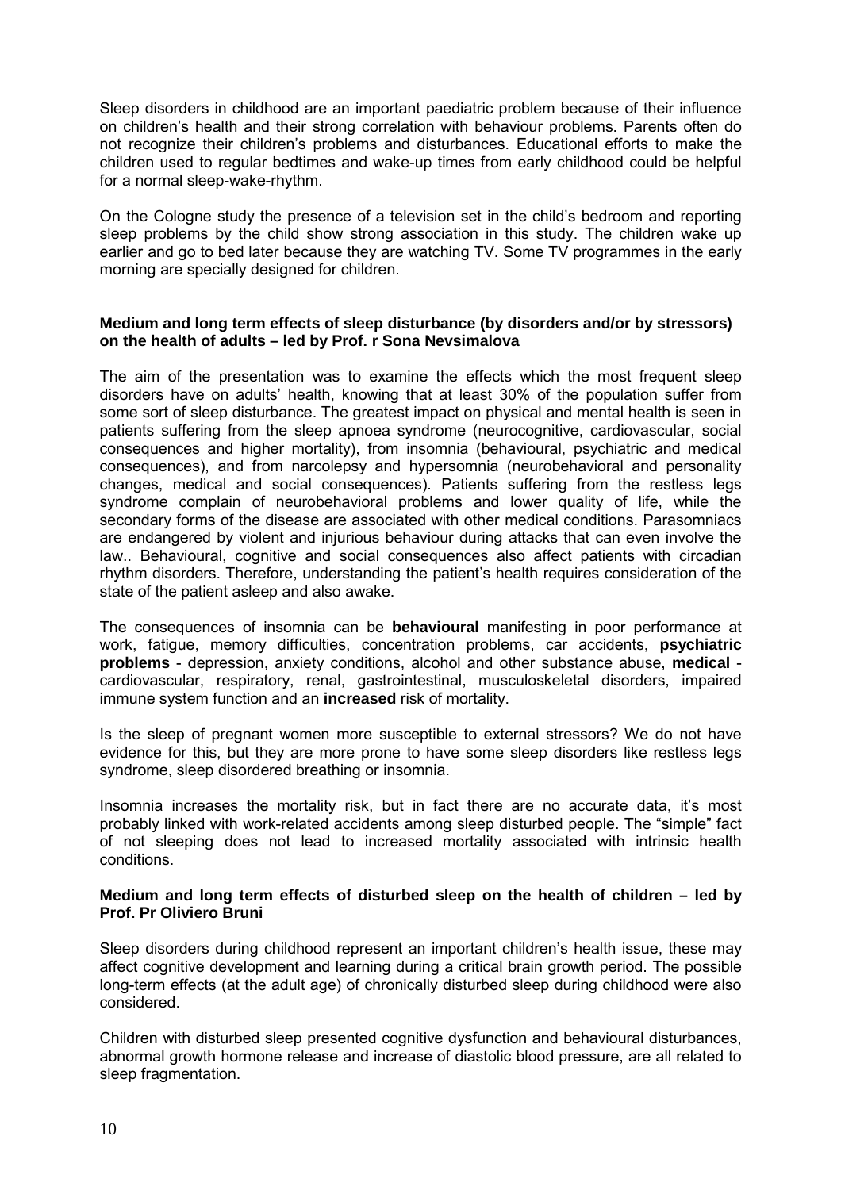Sleep disorders in childhood are an important paediatric problem because of their influence on children's health and their strong correlation with behaviour problems. Parents often do not recognize their children's problems and disturbances. Educational efforts to make the children used to regular bedtimes and wake-up times from early childhood could be helpful for a normal sleep-wake-rhythm.

On the Cologne study the presence of a television set in the child's bedroom and reporting sleep problems by the child show strong association in this study. The children wake up earlier and go to bed later because they are watching TV. Some TV programmes in the early morning are specially designed for children.

### Medium and long term effects of sleep disturbance (by disorders and/or by stressors) on the health of adults – led by Prof. r Sona Nevsimalova

The aim of the presentation was to examine the effects which the most frequent sleep disorders have on adults' health, knowing that at least 30% of the population suffer from some sort of sleep disturbance. The greatest impact on physical and mental health is seen in patients suffering from the sleep apnoea syndrome (neurocognitive, cardiovascular, social consequences and higher mortality), from insomnia (behavioural, psychiatric and medical consequences), and from narcolepsy and hypersomnia (neurobehavioral and personality changes, medical and social consequences). Patients suffering from the restless legs syndrome complain of neurobehavioral problems and lower quality of life, while the secondary forms of the disease are associated with other medical conditions. Parasomniacs are endangered by violent and injurious behaviour during attacks that can even involve the law.. Behavioural, cognitive and social consequences also affect patients with circadian rhythm disorders. Therefore, understanding the patient's health requires consideration of the state of the patient asleep and also awake.

The consequences of insomnia can be **behavioural** manifesting in poor performance at work, fatigue, memory difficulties, concentration problems, car accidents, **psychiatric problems** - depression, anxiety conditions, alcohol and other substance abuse, **medical** - cardiovascular, respiratory, renal, gastrointestinal, musculoskeletal disorders, impaired immune system function and an **increased** risk of mortality.

Is the sleep of pregnant women more susceptible to external stressors? We do not have evidence for this, but they are more prone to have some sleep disorders like restless legs syndrome, sleep disordered breathing or insomnia.

Insomnia increases the mortality risk, but in fact there are no accurate data, it's most probably linked with work-related accidents among sleep disturbed people. The "simple" fact of not sleeping does not lead to increased mortality associated with intrinsic health conditions.

### Medium and long term effects of disturbed sleep on the health of children – led by Prof. Pr Oliviero Bruni

Sleep disorders during childhood represent an important children's health issue, these may affect cognitive development and learning during a critical brain growth period. The possible long-term effects (at the adult age) of chronically disturbed sleep during childhood were also considered.

Children with disturbed sleep presented cognitive dysfunction and behavioural disturbances, abnormal growth hormone release and increase of diastolic blood pressure, are all related to sleep fragmentation.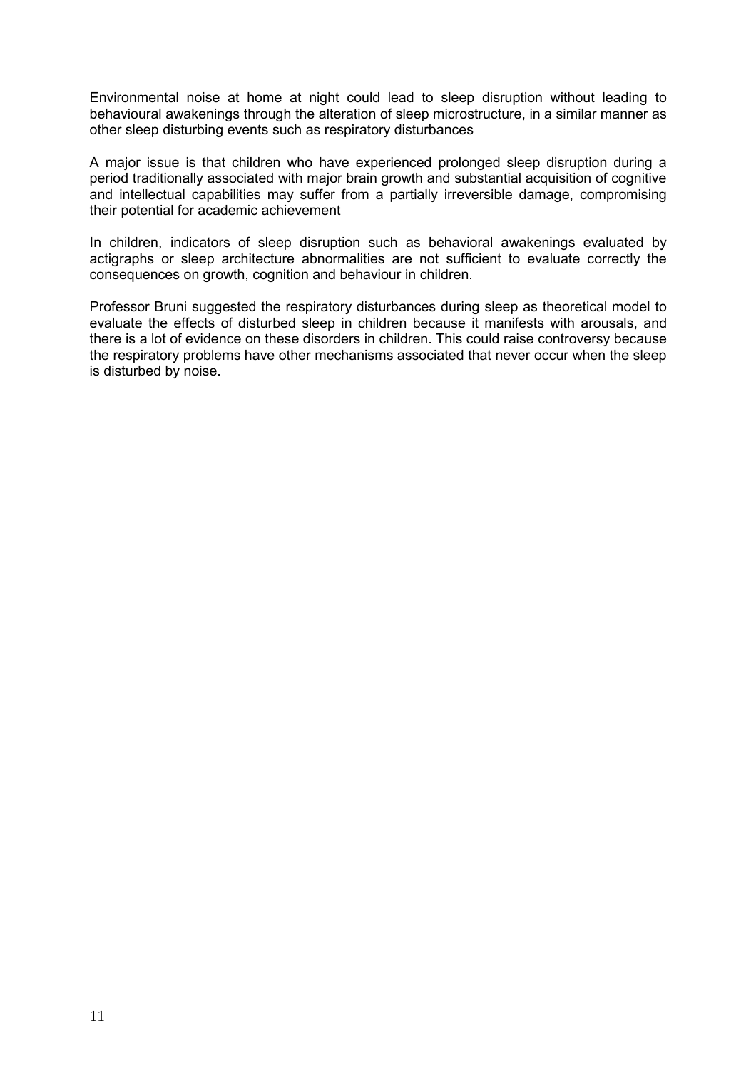Environmental noise at home at night could lead to sleep disruption without leading to behavioural awakenings through the alteration of sleep microstructure, in a similar manner as other sleep disturbing events such as respiratory disturbances

A major issue is that children who have experienced prolonged sleep disruption during a period traditionally associated with major brain growth and substantial acquisition of cognitive and intellectual capabilities may suffer from a partially irreversible damage, compromising their potential for academic achievement

In children, indicators of sleep disruption such as behavioral awakenings evaluated by actigraphs or sleep architecture abnormalities are not sufficient to evaluate correctly the consequences on growth, cognition and behaviour in children.

Professor Bruni suggested the respiratory disturbances during sleep as theoretical model to evaluate the effects of disturbed sleep in children because it manifests with arousals, and there is a lot of evidence on these disorders in children. This could raise controversy because the respiratory problems have other mechanisms associated that never occur when the sleep is disturbed by noise.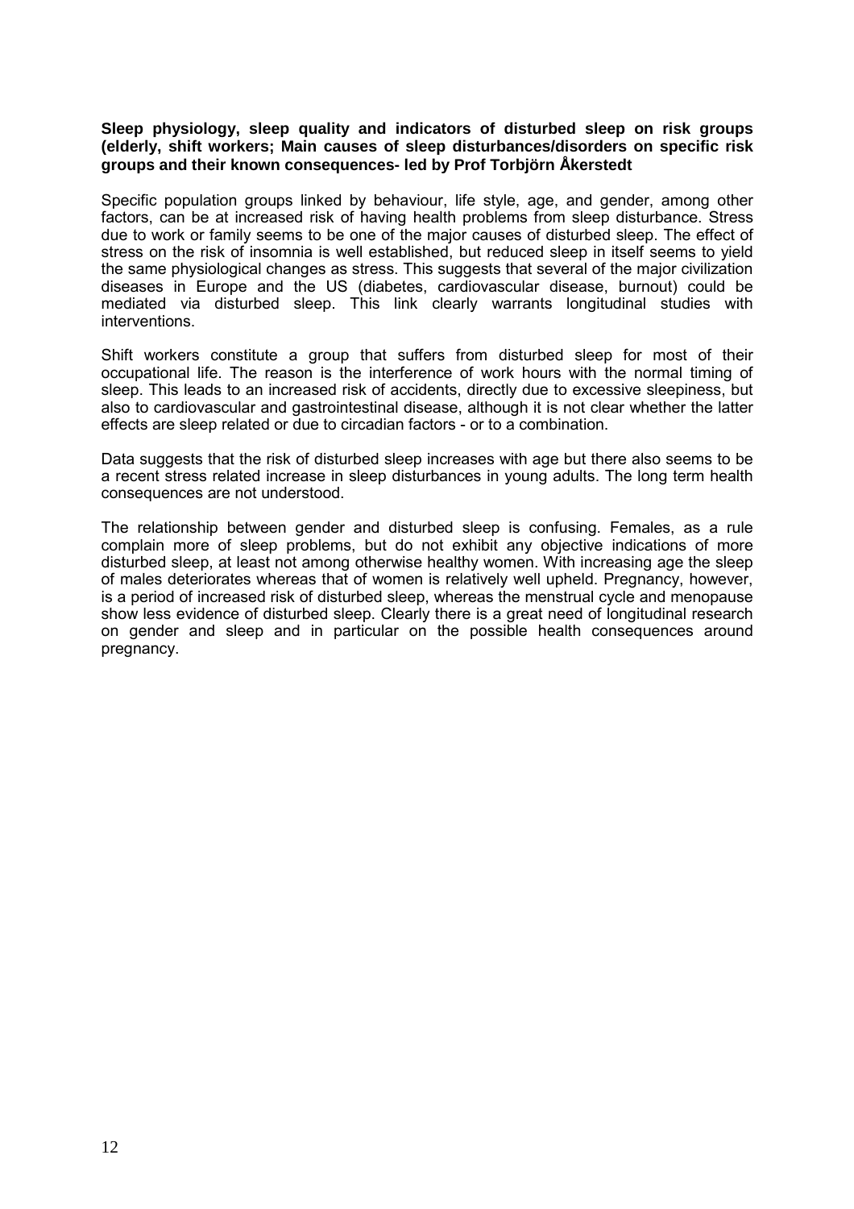**Sleep physiology, sleep quality and indicators of disturbed sleep on risk groups (elderly, shift workers; Main causes of sleep disturbances/disorders on specific risk groups and their known consequences- led by Prof Torbjörn Åkerstedt**

Specific population groups linked by behaviour, life style, age, and gender, among other factors, can be at increased risk of having health problems from sleep disturbance. Stress due to work or family seems to be one of the major causes of disturbed sleep. The effect of stress on the risk of insomnia is well established, but reduced sleep in itself seems to yield the same physiological changes as stress. This suggests that several of the major civilization diseases in Europe and the US (diabetes, cardiovascular disease, burnout) could be mediated via disturbed sleep. This link clearly warrants longitudinal studies with interventions.

Shift workers constitute a group that suffers from disturbed sleep for most of their occupational life. The reason is the interference of work hours with the normal timing of sleep. This leads to an increased risk of accidents, directly due to excessive sleepiness, but also to cardiovascular and gastrointestinal disease, although it is not clear whether the latter effects are sleep related or due to circadian factors - or to a combination.

Data suggests that the risk of disturbed sleep increases with age but there also seems to be a recent stress related increase in sleep disturbances in young adults. The long term health consequences are not understood.

The relationship between gender and disturbed sleep is confusing. Females, as a rule complain more of sleep problems, but do not exhibit any objective indications of more disturbed sleep, at least not among otherwise healthy women. With increasing age the sleep of males deteriorates whereas that of women is relatively well upheld. Pregnancy, however, is a period of increased risk of disturbed sleep, whereas the menstrual cycle and menopause show less evidence of disturbed sleep. Clearly there is a great need of longitudinal research on gender and sleep and in particular on the possible health consequences around pregnancy.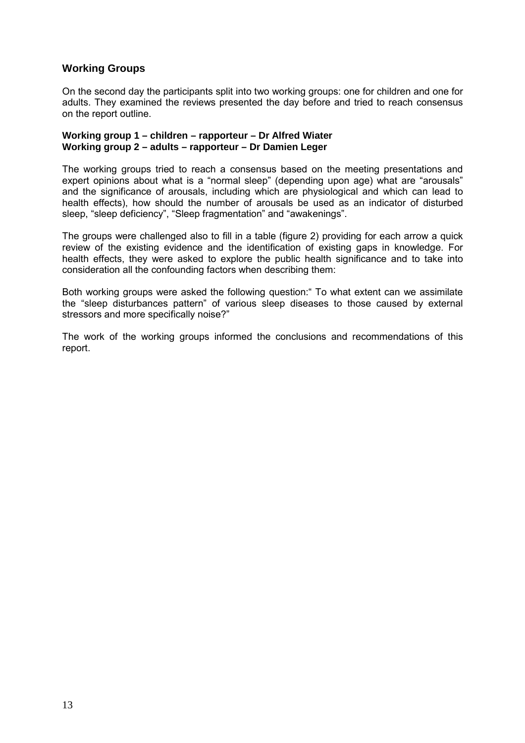## Working Groups

On the second day the participants split into two working groups: one for children and one for adults. They examined the reviews presented the day before and tried to reach consensus on the report outline.

**Working group 1 – children – rapporteur – Dr Alfred Wiater**
**Working group 2 – adults – rapporteur – Dr Damien Leger**

The working groups tried to reach a consensus based on the meeting presentations and expert opinions about what is a "normal sleep" (depending upon age) what are "arousals" and the significance of arousals, including which are physiological and which can lead to health effects), how should the number of arousals be used as an indicator of disturbed sleep, "sleep deficiency", "Sleep fragmentation" and "awakenings".

The groups were challenged also to fill in a table (figure 2) providing for each arrow a quick review of the existing evidence and the identification of existing gaps in knowledge. For health effects, they were asked to explore the public health significance and to take into consideration all the confounding factors when describing them:

Both working groups were asked the following question:" To what extent can we assimilate the "sleep disturbances pattern" of various sleep diseases to those caused by external stressors and more specifically noise?"

The work of the working groups informed the conclusions and recommendations of this report.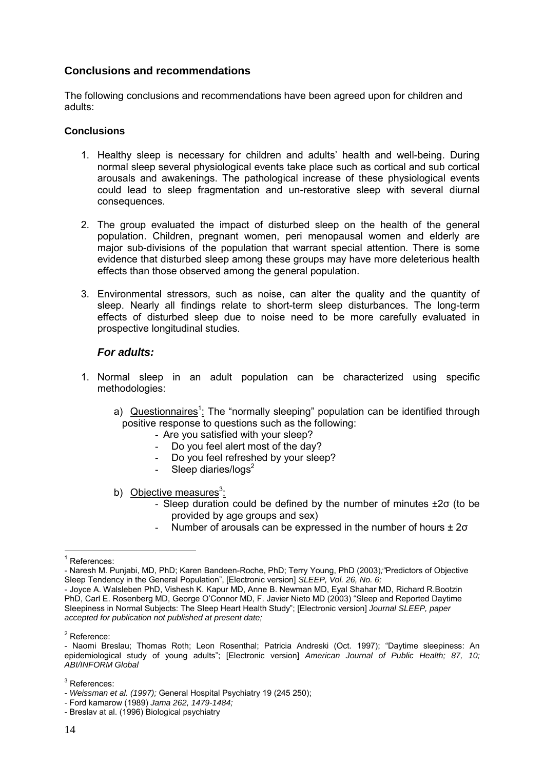## Conclusions and recommendations

The following conclusions and recommendations have been agreed upon for children and adults:

### Conclusions

1. Healthy sleep is necessary for children and adults' health and well-being. During normal sleep several physiological events take place such as cortical and sub cortical arousals and awakenings. The pathological increase of these physiological events could lead to sleep fragmentation and un-restorative sleep with several diurnal consequences.

2. The group evaluated the impact of disturbed sleep on the health of the general population. Children, pregnant women, peri menopausal women and elderly are major sub-divisions of the population that warrant special attention. There is some evidence that disturbed sleep among these groups may have more deleterious health effects than those observed among the general population.

3. Environmental stressors, such as noise, can alter the quality and the quantity of sleep. Nearly all findings relate to short-term sleep disturbances. The long-term effects of disturbed sleep due to noise need to be more carefully evaluated in prospective longitudinal studies.

### *For adults:*

1. Normal sleep in an adult population can be characterized using specific methodologies:

   a) Questionnaires[1]: The "normally sleeping" population can be identified through positive response to questions such as the following:
      - Are you satisfied with your sleep?
      - Do you feel alert most of the day?
      - Do you feel refreshed by your sleep?
      - Sleep diaries/logs[2]

   b) Objective measures[3]:
      - Sleep duration could be defined by the number of minutes $\pm 2\sigma$ (to be provided by age groups and sex)
      - Number of arousals can be expressed in the number of hours $\pm 2\sigma$

---

[1] References:
- Naresh M. Punjabi, MD, PhD; Karen Bandeen-Roche, PhD; Terry Young, PhD (2003)*;"*Predictors of Objective Sleep Tendency in the General Population", [Electronic version] *SLEEP, Vol. 26, No. 6;*
- Joyce A. Walsleben PhD, Vishesh K. Kapur MD, Anne B. Newman MD, Eyal Shahar MD, Richard R.Bootzin PhD, Carl E. Rosenberg MD, George O'Connor MD, F. Javier Nieto MD (2003) "Sleep and Reported Daytime Sleepiness in Normal Subjects: The Sleep Heart Health Study"; [Electronic version] *Journal SLEEP, paper accepted for publication not published at present date;*

[2] Reference:
- Naomi Breslau; Thomas Roth; Leon Rosenthal; Patricia Andreski (Oct. 1997); "Daytime sleepiness: An epidemiological study of young adults"; [Electronic version] *American Journal of Public Health; 87, 10; ABI/INFORM Global*

[3] References:
- *Weissman et al. (1997);* General Hospital Psychiatry 19 (245 250);
- Ford kamarow (1989) *Jama 262, 1479-1484;*
- Breslav at al. (1996) Biological psychiatry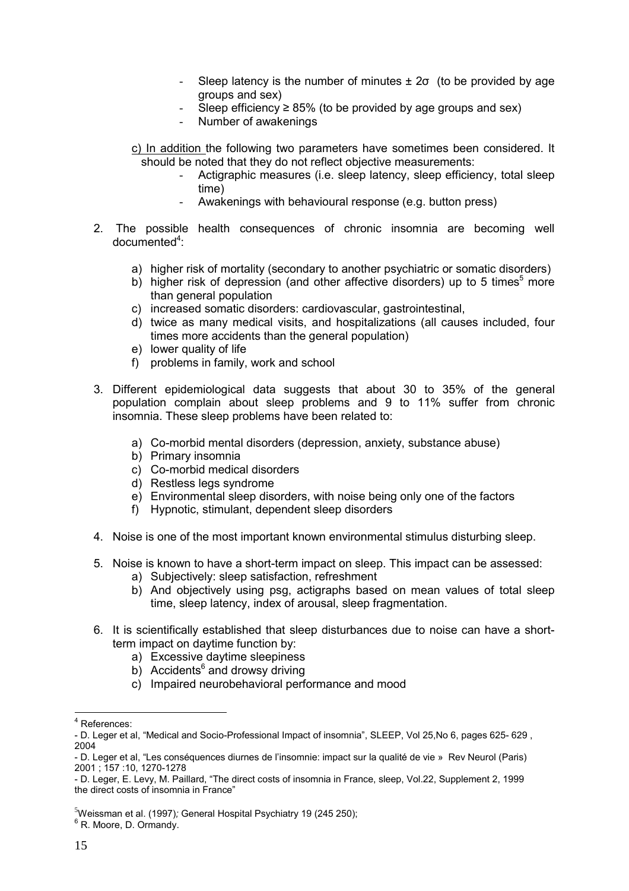- Sleep latency is the number of minutes ± 2σ (to be provided by age groups and sex)
- Sleep efficiency ≥ 85% (to be provided by age groups and sex)
- Number of awakenings

c) In addition the following two parameters have sometimes been considered. It should be noted that they do not reflect objective measurements:

- Actigraphic measures (i.e. sleep latency, sleep efficiency, total sleep time)
- Awakenings with behavioural response (e.g. button press)

2. The possible health consequences of chronic insomnia are becoming well documented[4]:

   a) higher risk of mortality (secondary to another psychiatric or somatic disorders)
   b) higher risk of depression (and other affective disorders) up to 5 times[5] more than general population
   c) increased somatic disorders: cardiovascular, gastrointestinal,
   d) twice as many medical visits, and hospitalizations (all causes included, four times more accidents than the general population)
   e) lower quality of life
   f) problems in family, work and school

3. Different epidemiological data suggests that about 30 to 35% of the general population complain about sleep problems and 9 to 11% suffer from chronic insomnia. These sleep problems have been related to:

   a) Co-morbid mental disorders (depression, anxiety, substance abuse)
   b) Primary insomnia
   c) Co-morbid medical disorders
   d) Restless legs syndrome
   e) Environmental sleep disorders, with noise being only one of the factors
   f) Hypnotic, stimulant, dependent sleep disorders

4. Noise is one of the most important known environmental stimulus disturbing sleep.

5. Noise is known to have a short-term impact on sleep. This impact can be assessed:
   a) Subjectively: sleep satisfaction, refreshment
   b) And objectively using psg, actigraphs based on mean values of total sleep time, sleep latency, index of arousal, sleep fragmentation.

6. It is scientifically established that sleep disturbances due to noise can have a short-term impact on daytime function by:
   a) Excessive daytime sleepiness
   b) Accidents[6] and drowsy driving
   c) Impaired neurobehavioral performance and mood

---

[4] References:

- D. Leger et al, "Medical and Socio-Professional Impact of insomnia", SLEEP, Vol 25,No 6, pages 625- 629 , 2004
- D. Leger et al, "Les conséquences diurnes de l'insomnie: impact sur la qualité de vie » Rev Neurol (Paris) 2001 ; 157 :10, 1270-1278
- D. Leger, E. Levy, M. Paillard, "The direct costs of insomnia in France, sleep, Vol.22, Supplement 2, 1999 the direct costs of insomnia in France"

[5] Weissman et al. (1997); General Hospital Psychiatry 19 (245 250);

[6] R. Moore, D. Ormandy.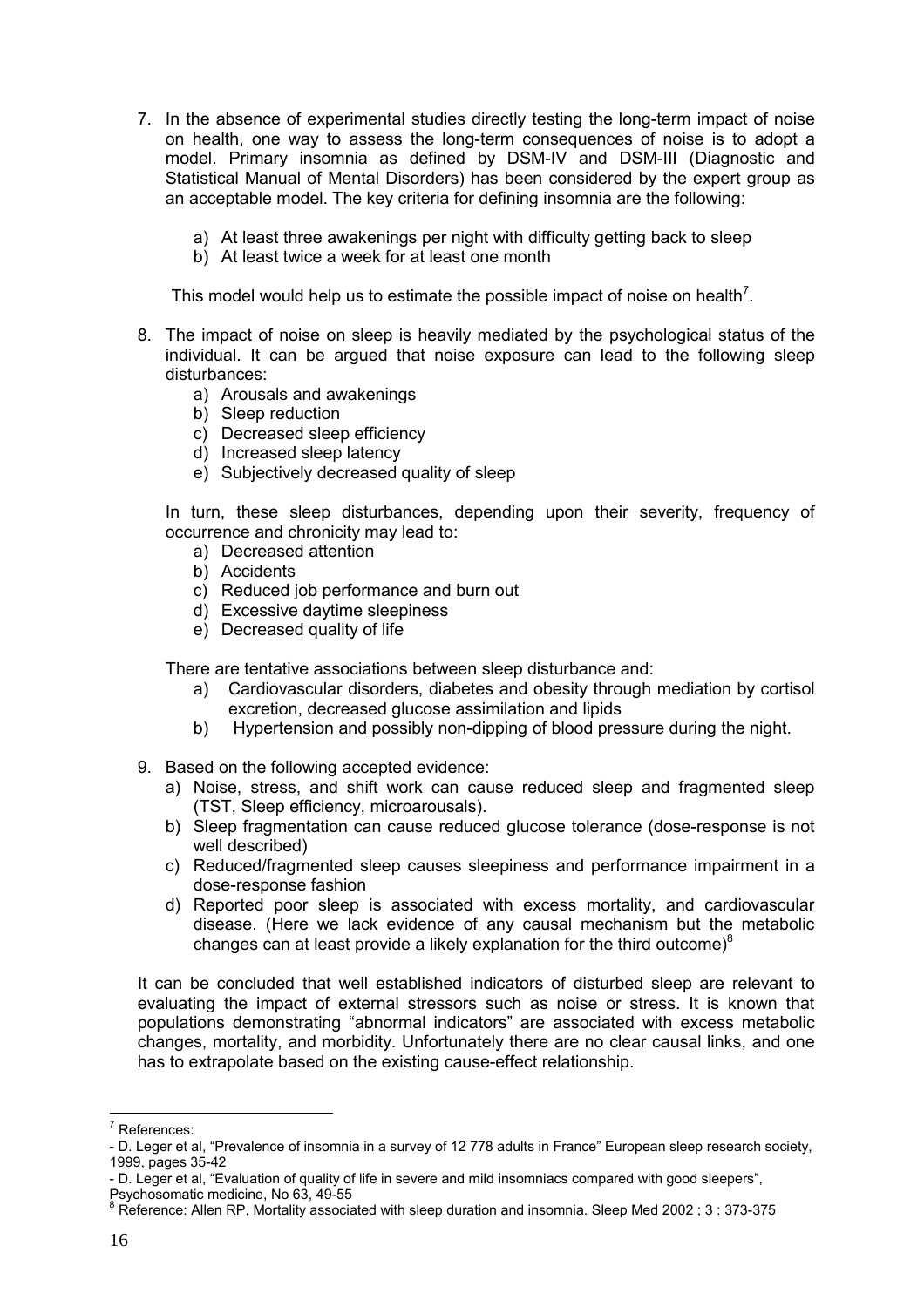7. In the absence of experimental studies directly testing the long-term impact of noise on health, one way to assess the long-term consequences of noise is to adopt a model. Primary insomnia as defined by DSM-IV and DSM-III (Diagnostic and Statistical Manual of Mental Disorders) has been considered by the expert group as an acceptable model. The key criteria for defining insomnia are the following:

   a) At least three awakenings per night with difficulty getting back to sleep
   b) At least twice a week for at least one month

   This model would help us to estimate the possible impact of noise on health[7].

8. The impact of noise on sleep is heavily mediated by the psychological status of the individual. It can be argued that noise exposure can lead to the following sleep disturbances:
   a) Arousals and awakenings
   b) Sleep reduction
   c) Decreased sleep efficiency
   d) Increased sleep latency
   e) Subjectively decreased quality of sleep

   In turn, these sleep disturbances, depending upon their severity, frequency of occurrence and chronicity may lead to:
   a) Decreased attention
   b) Accidents
   c) Reduced job performance and burn out
   d) Excessive daytime sleepiness
   e) Decreased quality of life

   There are tentative associations between sleep disturbance and:
   a) Cardiovascular disorders, diabetes and obesity through mediation by cortisol excretion, decreased glucose assimilation and lipids
   b) Hypertension and possibly non-dipping of blood pressure during the night.

9. Based on the following accepted evidence:
   a) Noise, stress, and shift work can cause reduced sleep and fragmented sleep (TST, Sleep efficiency, microarousals).
   b) Sleep fragmentation can cause reduced glucose tolerance (dose-response is not well described)
   c) Reduced/fragmented sleep causes sleepiness and performance impairment in a dose-response fashion
   d) Reported poor sleep is associated with excess mortality, and cardiovascular disease. (Here we lack evidence of any causal mechanism but the metabolic changes can at least provide a likely explanation for the third outcome)[8]

It can be concluded that well established indicators of disturbed sleep are relevant to evaluating the impact of external stressors such as noise or stress. It is known that populations demonstrating "abnormal indicators" are associated with excess metabolic changes, mortality, and morbidity. Unfortunately there are no clear causal links, and one has to extrapolate based on the existing cause-effect relationship.

---

[7] References:
- D. Leger et al, "Prevalence of insomnia in a survey of 12 778 adults in France" European sleep research society, 1999, pages 35-42
- D. Leger et al, "Evaluation of quality of life in severe and mild insomniacs compared with good sleepers", Psychosomatic medicine, No 63, 49-55

[8] Reference: Allen RP, Mortality associated with sleep duration and insomnia. Sleep Med 2002 ; 3 : 373-375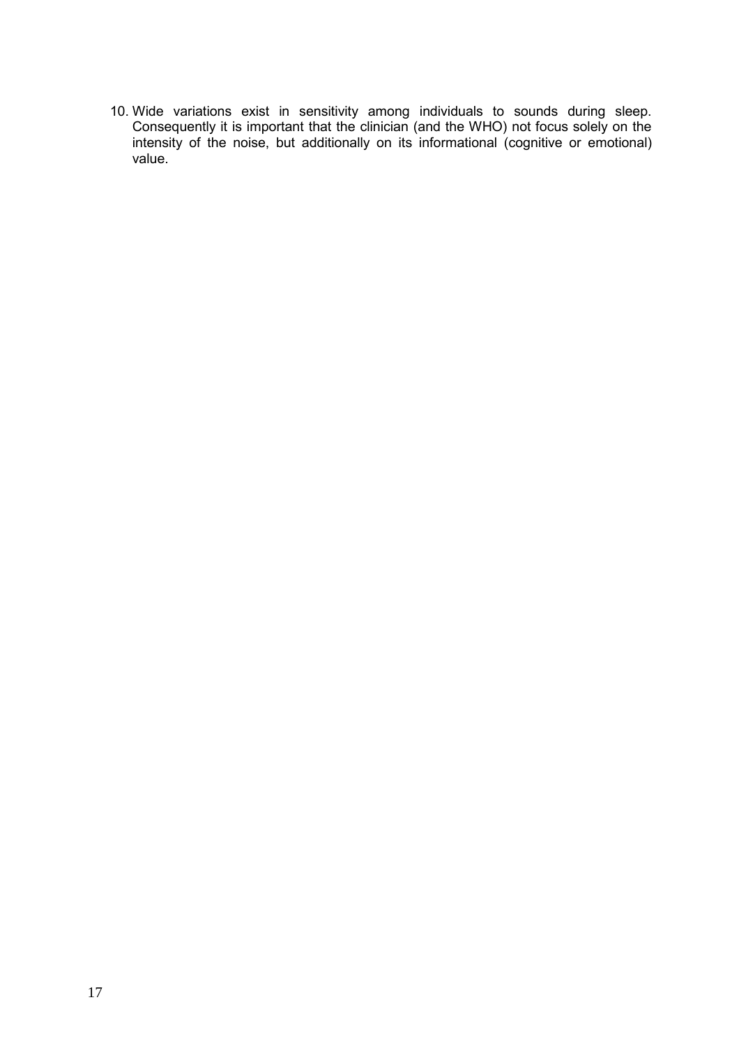10. Wide variations exist in sensitivity among individuals to sounds during sleep. Consequently it is important that the clinician (and the WHO) not focus solely on the intensity of the noise, but additionally on its informational (cognitive or emotional) value.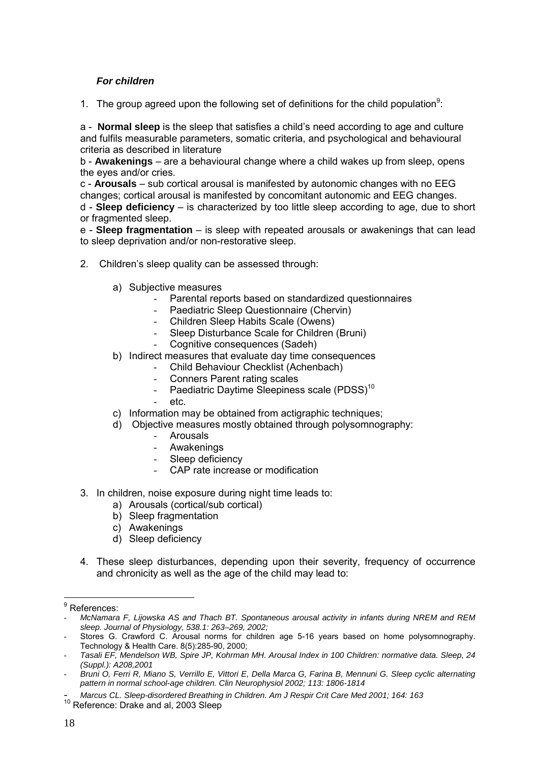### *For children*

1. The group agreed upon the following set of definitions for the child population[9]:

a - **Normal sleep** is the sleep that satisfies a child's need according to age and culture and fulfils measurable parameters, somatic criteria, and psychological and behavioural criteria as described in literature

b - **Awakenings** – are a behavioural change where a child wakes up from sleep, opens the eyes and/or cries.

c - **Arousals** – sub cortical arousal is manifested by autonomic changes with no EEG changes; cortical arousal is manifested by concomitant autonomic and EEG changes.

d - **Sleep deficiency** – is characterized by too little sleep according to age, due to short or fragmented sleep.

e - **Sleep fragmentation** – is sleep with repeated arousals or awakenings that can lead to sleep deprivation and/or non-restorative sleep.

2. Children's sleep quality can be assessed through:

   a) Subjective measures
      - Parental reports based on standardized questionnaires
      - Paediatric Sleep Questionnaire (Chervin)
      - Children Sleep Habits Scale (Owens)
      - Sleep Disturbance Scale for Children (Bruni)
      - Cognitive consequences (Sadeh)

   b) Indirect measures that evaluate day time consequences
      - Child Behaviour Checklist (Achenbach)
      - Conners Parent rating scales
      - Paediatric Daytime Sleepiness scale (PDSS)[10]
      - etc.

   c) Information may be obtained from actigraphic techniques;

   d) Objective measures mostly obtained through polysomnography:
      - Arousals
      - Awakenings
      - Sleep deficiency
      - CAP rate increase or modification

3. In children, noise exposure during night time leads to:
   a) Arousals (cortical/sub cortical)
   b) Sleep fragmentation
   c) Awakenings
   d) Sleep deficiency

4. These sleep disturbances, depending upon their severity, frequency of occurrence and chronicity as well as the age of the child may lead to:

---

[9] References:
- *McNamara F, Lijowska AS and Thach BT. Spontaneous arousal activity in infants during NREM and REM sleep. Journal of Physiology, 538.1: 263–269, 2002;*
- Stores G. Crawford C. Arousal norms for children age 5-16 years based on home polysomnography. Technology & Health Care. 8(5):285-90, 2000;
- *Tasali EF, Mendelson WB, Spire JP, Kohrman MH. Arousal Index in 100 Children: normative data. Sleep, 24 (Suppl.): A208,2001*
- *Bruni O, Ferri R, Miano S, Verrillo E, Vittori E, Della Marca G, Farina B, Mennuni G. Sleep cyclic alternating pattern in normal school-age children. Clin Neurophysiol 2002; 113: 1806-1814*
- *Marcus CL. Sleep-disordered Breathing in Children. Am J Respir Crit Care Med 2001; 164: 163*

[10] Reference: Drake and al, 2003 Sleep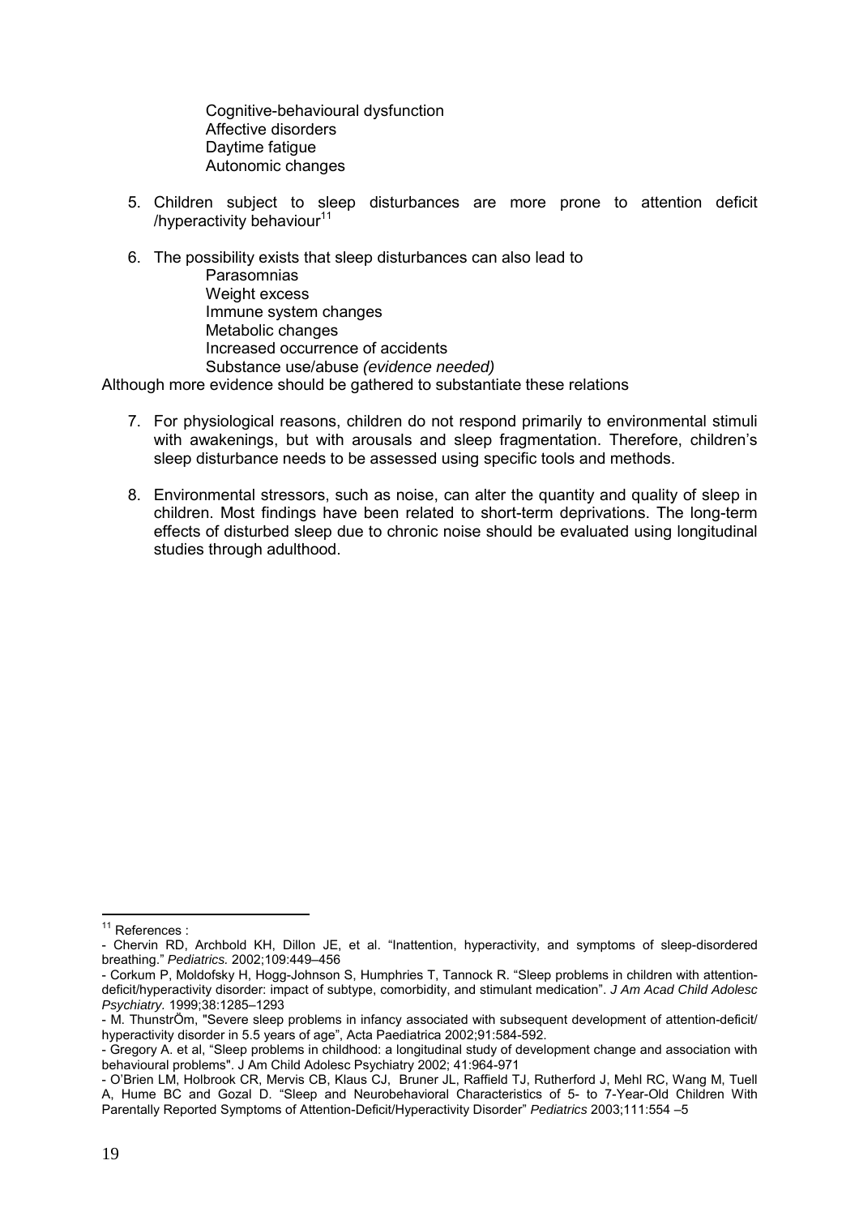Cognitive-behavioural dysfunction
Affective disorders
Daytime fatigue
Autonomic changes

5. Children subject to sleep disturbances are more prone to attention deficit /hyperactivity behaviour[11]

6. The possibility exists that sleep disturbances can also lead to
   - Parasomnias
   - Weight excess
   - Immune system changes
   - Metabolic changes
   - Increased occurrence of accidents
   - Substance use/abuse *(evidence needed)*

Although more evidence should be gathered to substantiate these relations

7. For physiological reasons, children do not respond primarily to environmental stimuli with awakenings, but with arousals and sleep fragmentation. Therefore, children's sleep disturbance needs to be assessed using specific tools and methods.

8. Environmental stressors, such as noise, can alter the quantity and quality of sleep in children. Most findings have been related to short-term deprivations. The long-term effects of disturbed sleep due to chronic noise should be evaluated using longitudinal studies through adulthood.

---

[11] References :

- Chervin RD, Archbold KH, Dillon JE, et al. "Inattention, hyperactivity, and symptoms of sleep-disordered breathing." *Pediatrics.* 2002;109:449–456
- Corkum P, Moldofsky H, Hogg-Johnson S, Humphries T, Tannock R. "Sleep problems in children with attention-deficit/hyperactivity disorder: impact of subtype, comorbidity, and stimulant medication". *J Am Acad Child Adolesc Psychiatry.* 1999;38:1285–1293
- M. ThunstrÖm, "Severe sleep problems in infancy associated with subsequent development of attention-deficit/ hyperactivity disorder in 5.5 years of age", Acta Paediatrica 2002;91:584-592.
- Gregory A. et al, "Sleep problems in childhood: a longitudinal study of development change and association with behavioural problems". J Am Child Adolesc Psychiatry 2002; 41:964-971
- O'Brien LM, Holbrook CR, Mervis CB, Klaus CJ, Bruner JL, Raffield TJ, Rutherford J, Mehl RC, Wang M, Tuell A, Hume BC and Gozal D. "Sleep and Neurobehavioral Characteristics of 5- to 7-Year-Old Children With Parentally Reported Symptoms of Attention-Deficit/Hyperactivity Disorder" *Pediatrics* 2003;111:554 –5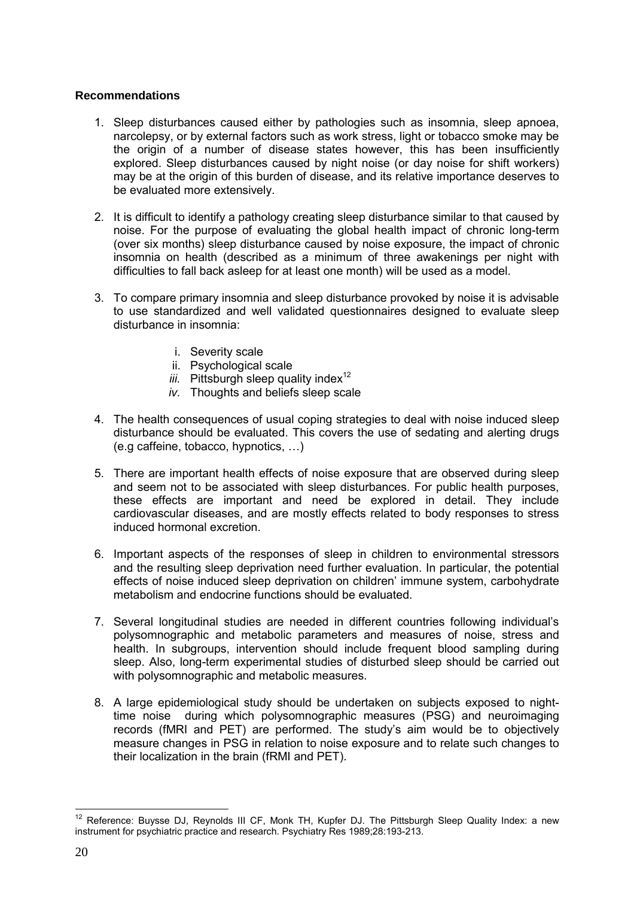**Recommendations**

1. Sleep disturbances caused either by pathologies such as insomnia, sleep apnoea, narcolepsy, or by external factors such as work stress, light or tobacco smoke may be the origin of a number of disease states however, this has been insufficiently explored. Sleep disturbances caused by night noise (or day noise for shift workers) may be at the origin of this burden of disease, and its relative importance deserves to be evaluated more extensively.

2. It is difficult to identify a pathology creating sleep disturbance similar to that caused by noise. For the purpose of evaluating the global health impact of chronic long-term (over six months) sleep disturbance caused by noise exposure, the impact of chronic insomnia on health (described as a minimum of three awakenings per night with difficulties to fall back asleep for at least one month) will be used as a model.

3. To compare primary insomnia and sleep disturbance provoked by noise it is advisable to use standardized and well validated questionnaires designed to evaluate sleep disturbance in insomnia:

    i. Severity scale
    ii. Psychological scale
    *iii.* Pittsburgh sleep quality index[12]
    *iv.* Thoughts and beliefs sleep scale

4. The health consequences of usual coping strategies to deal with noise induced sleep disturbance should be evaluated. This covers the use of sedating and alerting drugs (e.g caffeine, tobacco, hypnotics, …)

5. There are important health effects of noise exposure that are observed during sleep and seem not to be associated with sleep disturbances. For public health purposes, these effects are important and need be explored in detail. They include cardiovascular diseases, and are mostly effects related to body responses to stress induced hormonal excretion.

6. Important aspects of the responses of sleep in children to environmental stressors and the resulting sleep deprivation need further evaluation. In particular, the potential effects of noise induced sleep deprivation on children' immune system, carbohydrate metabolism and endocrine functions should be evaluated.

7. Several longitudinal studies are needed in different countries following individual's polysomnographic and metabolic parameters and measures of noise, stress and health. In subgroups, intervention should include frequent blood sampling during sleep. Also, long-term experimental studies of disturbed sleep should be carried out with polysomnographic and metabolic measures.

8. A large epidemiological study should be undertaken on subjects exposed to night-time noise during which polysomnographic measures (PSG) and neuroimaging records (fMRI and PET) are performed. The study's aim would be to objectively measure changes in PSG in relation to noise exposure and to relate such changes to their localization in the brain (fRMI and PET).

---

[12] Reference: Buysse DJ, Reynolds III CF, Monk TH, Kupfer DJ. The Pittsburgh Sleep Quality Index: a new instrument for psychiatric practice and research. Psychiatry Res 1989;28:193-213.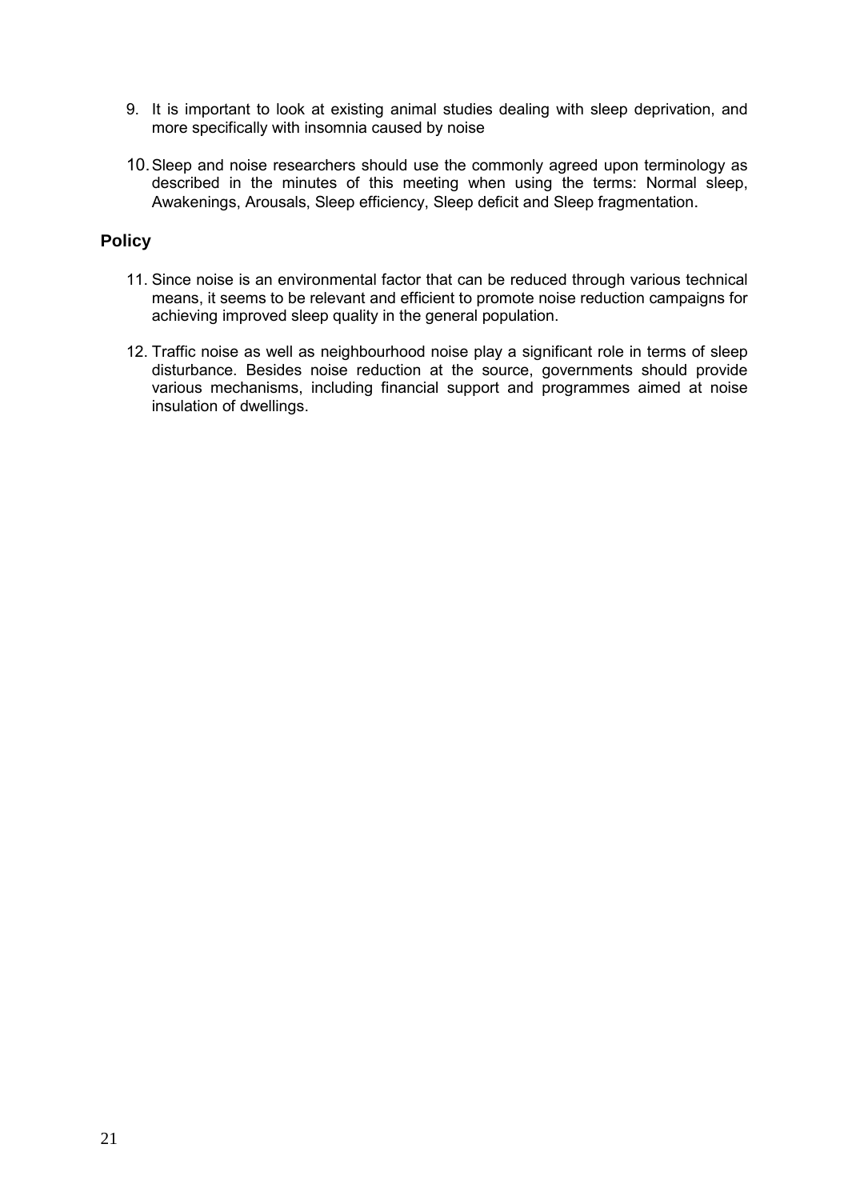9. It is important to look at existing animal studies dealing with sleep deprivation, and more specifically with insomnia caused by noise

10. Sleep and noise researchers should use the commonly agreed upon terminology as described in the minutes of this meeting when using the terms: Normal sleep, Awakenings, Arousals, Sleep efficiency, Sleep deficit and Sleep fragmentation.

## Policy

11. Since noise is an environmental factor that can be reduced through various technical means, it seems to be relevant and efficient to promote noise reduction campaigns for achieving improved sleep quality in the general population.

12. Traffic noise as well as neighbourhood noise play a significant role in terms of sleep disturbance. Besides noise reduction at the source, governments should provide various mechanisms, including financial support and programmes aimed at noise insulation of dwellings.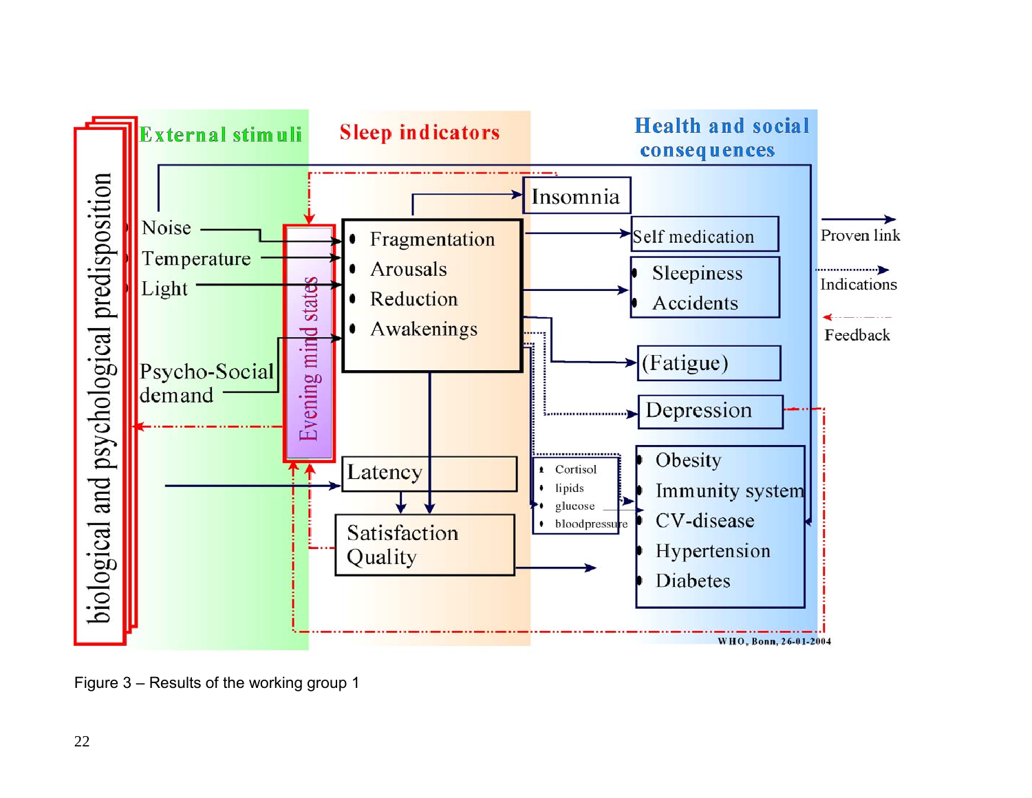External stimuli

Sleep indicators

Health and social consequences

biological and psychological predisposition

Noise

Temperature

Light

Psycho-Social demand

Evening mind states

Fragmentation

Arousals

Reduction

Awakenings

Latency

Satisfaction Quality

Insomnia

Self medication

Sleepiness

Accidents

(Fatigue)

Depression

Cortisol

lipids

glucose

bloodpressure

Obesity

Immunity system

CV-disease

Hypertension

Diabetes

Proven link

Indications

Feedback

WHO, Bonn, 26-01-2004

Figure 3 – Results of the working group 1